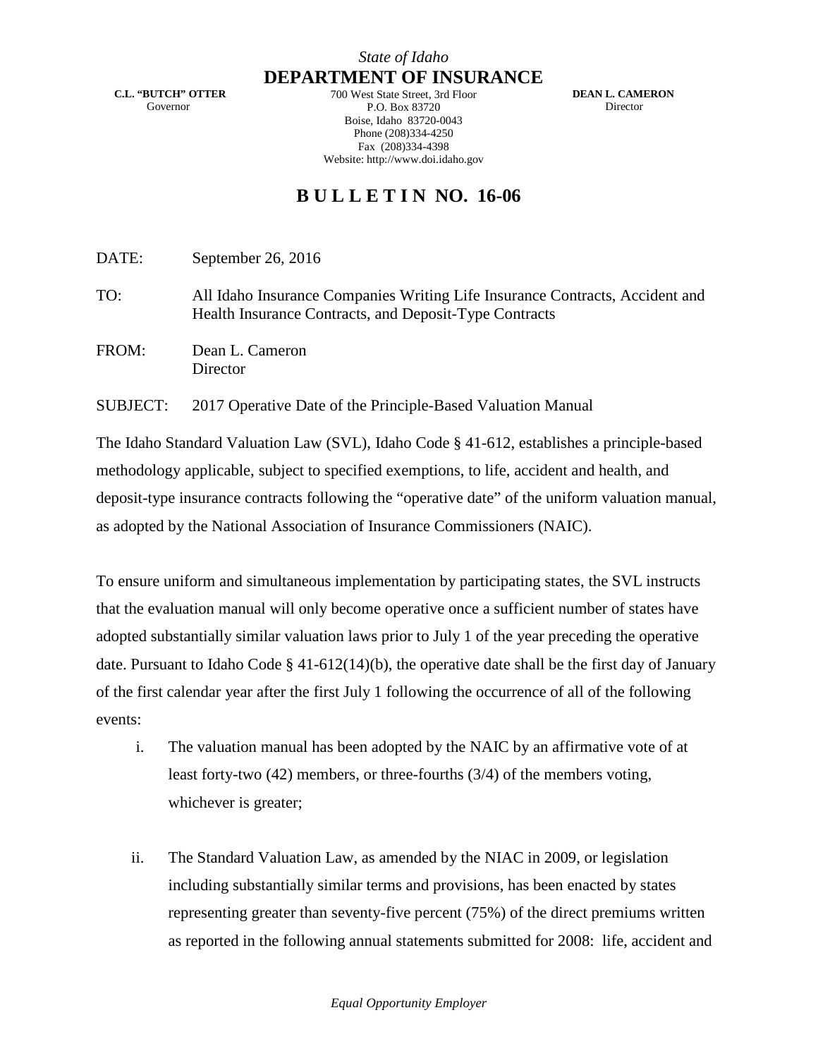*State of Idaho*

**DEPARTMENT OF INSURANCE**

**C.L. "BUTCH" OTTER**
Governor

700 West State Street, 3rd Floor
P.O. Box 83720
Boise, Idaho 83720-0043
Phone (208)334-4250
Fax (208)334-4398
Website: http://www.doi.idaho.gov

**DEAN L. CAMERON**
Director

# BULLETIN NO. 16-06

DATE: September 26, 2016

TO: All Idaho Insurance Companies Writing Life Insurance Contracts, Accident and Health Insurance Contracts, and Deposit-Type Contracts

FROM: Dean L. Cameron
Director

SUBJECT: 2017 Operative Date of the Principle-Based Valuation Manual

The Idaho Standard Valuation Law (SVL), Idaho Code § 41-612, establishes a principle-based methodology applicable, subject to specified exemptions, to life, accident and health, and deposit-type insurance contracts following the "operative date" of the uniform valuation manual, as adopted by the National Association of Insurance Commissioners (NAIC).

To ensure uniform and simultaneous implementation by participating states, the SVL instructs that the evaluation manual will only become operative once a sufficient number of states have adopted substantially similar valuation laws prior to July 1 of the year preceding the operative date. Pursuant to Idaho Code § 41-612(14)(b), the operative date shall be the first day of January of the first calendar year after the first July 1 following the occurrence of all of the following events:

i. The valuation manual has been adopted by the NAIC by an affirmative vote of at least forty-two (42) members, or three-fourths (3/4) of the members voting, whichever is greater;

ii. The Standard Valuation Law, as amended by the NIAC in 2009, or legislation including substantially similar terms and provisions, has been enacted by states representing greater than seventy-five percent (75%) of the direct premiums written as reported in the following annual statements submitted for 2008: life, accident and

*Equal Opportunity Employer*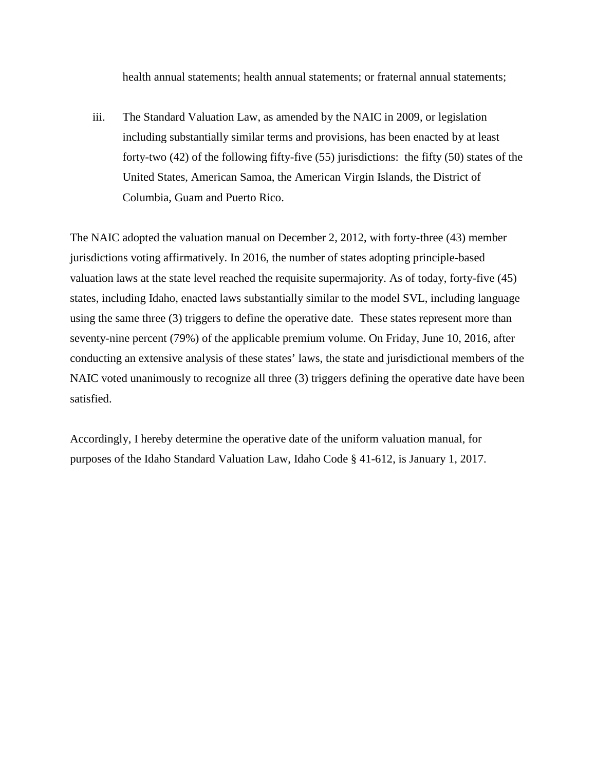health annual statements; health annual statements; or fraternal annual statements;

iii. The Standard Valuation Law, as amended by the NAIC in 2009, or legislation including substantially similar terms and provisions, has been enacted by at least forty-two (42) of the following fifty-five (55) jurisdictions: the fifty (50) states of the United States, American Samoa, the American Virgin Islands, the District of Columbia, Guam and Puerto Rico.

The NAIC adopted the valuation manual on December 2, 2012, with forty-three (43) member jurisdictions voting affirmatively. In 2016, the number of states adopting principle-based valuation laws at the state level reached the requisite supermajority. As of today, forty-five (45) states, including Idaho, enacted laws substantially similar to the model SVL, including language using the same three (3) triggers to define the operative date. These states represent more than seventy-nine percent (79%) of the applicable premium volume. On Friday, June 10, 2016, after conducting an extensive analysis of these states' laws, the state and jurisdictional members of the NAIC voted unanimously to recognize all three (3) triggers defining the operative date have been satisfied.

Accordingly, I hereby determine the operative date of the uniform valuation manual, for purposes of the Idaho Standard Valuation Law, Idaho Code § 41-612, is January 1, 2017.